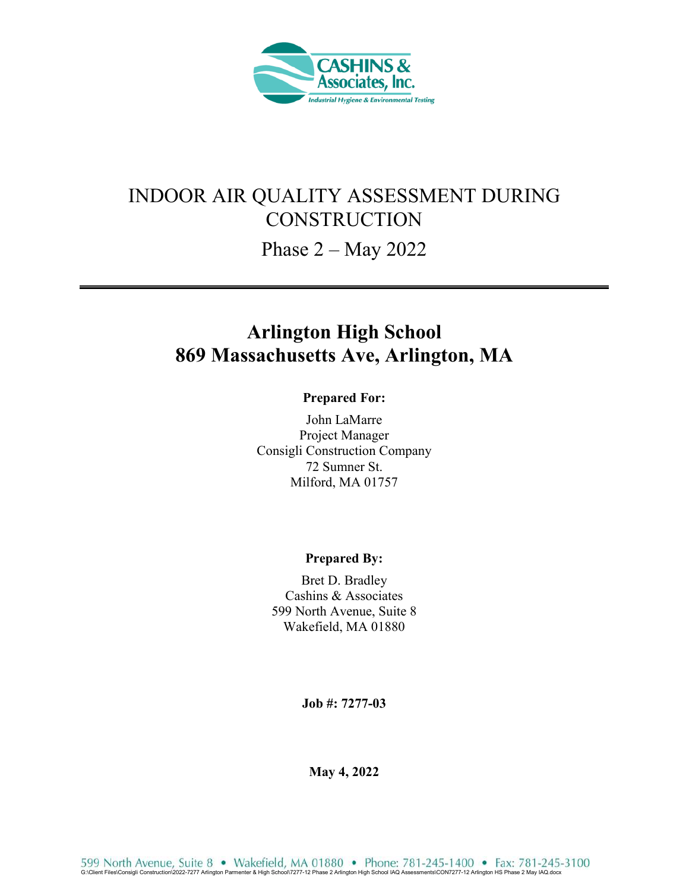CASHINS & Associates, Inc.

*Industrial Hygiene & Environmental Testing*

# INDOOR AIR QUALITY ASSESSMENT DURING CONSTRUCTION

## Phase 2 – May 2022

---

## Arlington High School
## 869 Massachusetts Ave, Arlington, MA

**Prepared For:**

John LaMarre
Project Manager
Consigli Construction Company
72 Sumner St.
Milford, MA 01757

**Prepared By:**

Bret D. Bradley
Cashins & Associates
599 North Avenue, Suite 8
Wakefield, MA 01880

**Job #: 7277-03**

**May 4, 2022**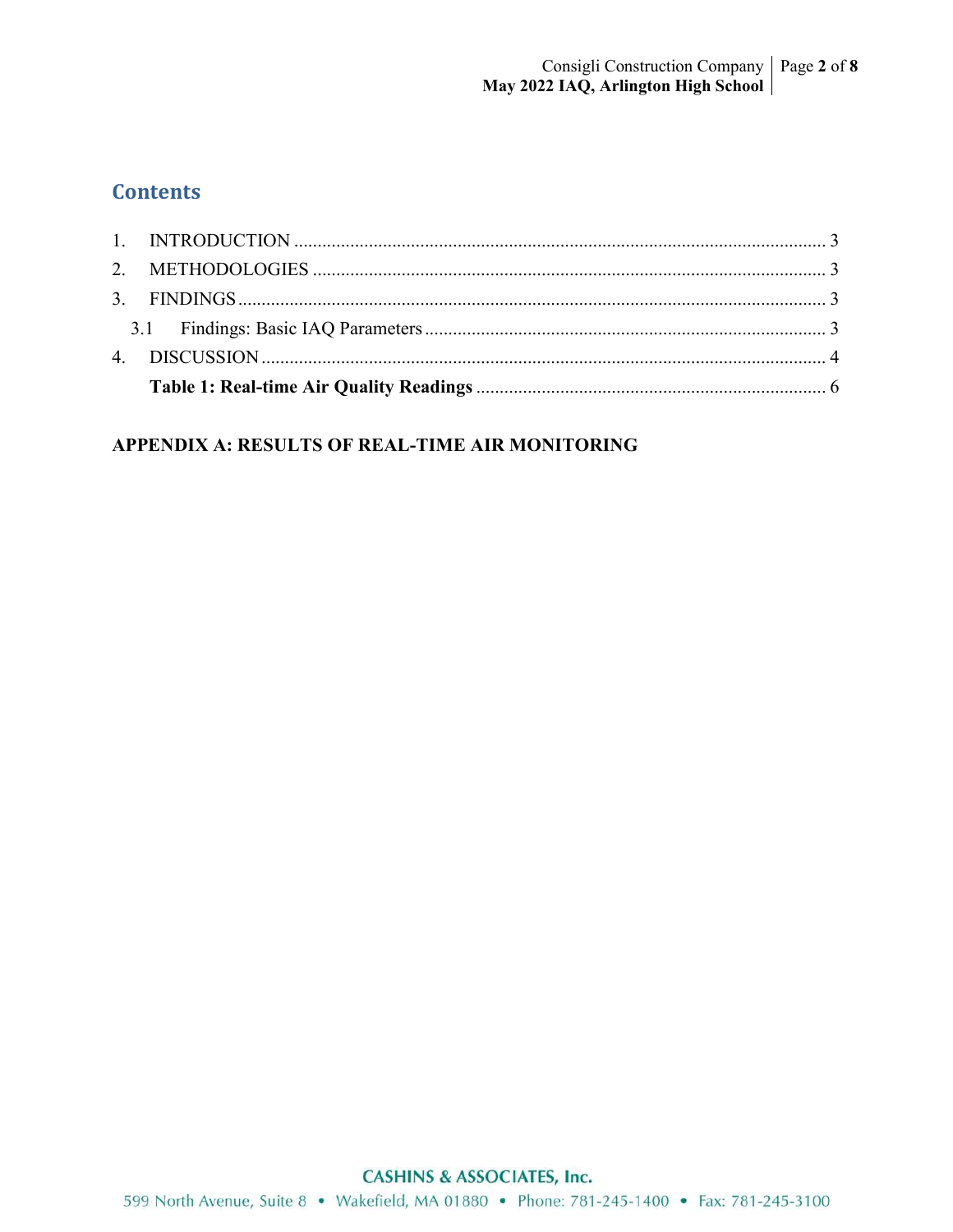## Contents

1. INTRODUCTION .......... 3
2. METHODOLOGIES .......... 3
3. FINDINGS .......... 3
   - 3.1 Findings: Basic IAQ Parameters .......... 3
4. DISCUSSION .......... 4
   - **Table 1: Real-time Air Quality Readings** .......... 6

**APPENDIX A: RESULTS OF REAL-TIME AIR MONITORING**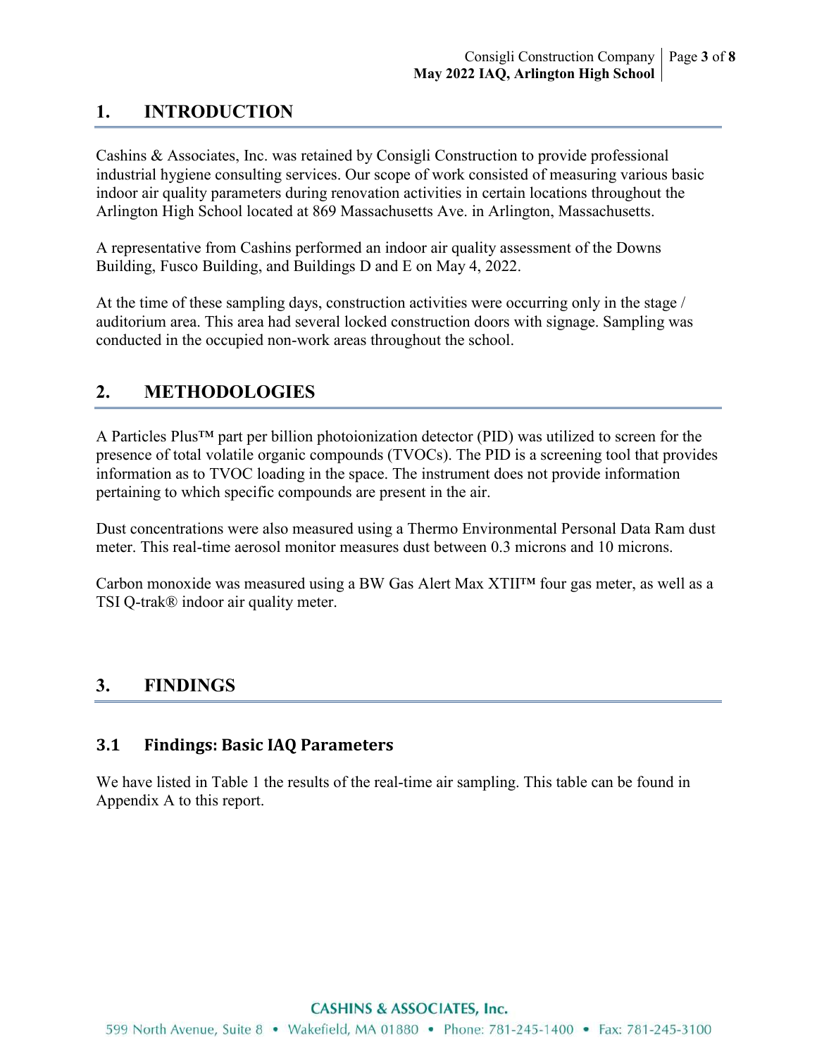# 1. INTRODUCTION

Cashins & Associates, Inc. was retained by Consigli Construction to provide professional industrial hygiene consulting services. Our scope of work consisted of measuring various basic indoor air quality parameters during renovation activities in certain locations throughout the Arlington High School located at 869 Massachusetts Ave. in Arlington, Massachusetts.

A representative from Cashins performed an indoor air quality assessment of the Downs Building, Fusco Building, and Buildings D and E on May 4, 2022.

At the time of these sampling days, construction activities were occurring only in the stage / auditorium area. This area had several locked construction doors with signage. Sampling was conducted in the occupied non-work areas throughout the school.

# 2. METHODOLOGIES

A Particles Plus™ part per billion photoionization detector (PID) was utilized to screen for the presence of total volatile organic compounds (TVOCs). The PID is a screening tool that provides information as to TVOC loading in the space. The instrument does not provide information pertaining to which specific compounds are present in the air.

Dust concentrations were also measured using a Thermo Environmental Personal Data Ram dust meter. This real-time aerosol monitor measures dust between 0.3 microns and 10 microns.

Carbon monoxide was measured using a BW Gas Alert Max XTII™ four gas meter, as well as a TSI Q-trak® indoor air quality meter.

# 3. FINDINGS

## 3.1 Findings: Basic IAQ Parameters

We have listed in Table 1 the results of the real-time air sampling. This table can be found in Appendix A to this report.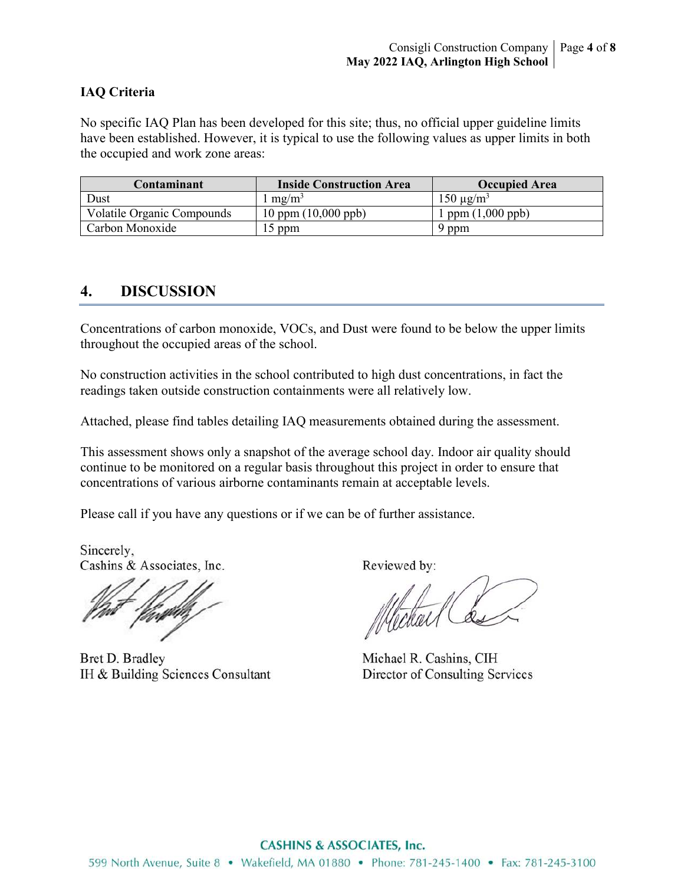**IAQ Criteria**

No specific IAQ Plan has been developed for this site; thus, no official upper guideline limits have been established. However, it is typical to use the following values as upper limits in both the occupied and work zone areas:

| Contaminant | Inside Construction Area | Occupied Area |
|---|---|---|
| Dust | 1 $mg/m^3$ | 150 $\mu g/m^3$ |
| Volatile Organic Compounds | 10 ppm (10,000 ppb) | 1 ppm (1,000 ppb) |
| Carbon Monoxide | 15 ppm | 9 ppm |

## 4. DISCUSSION

Concentrations of carbon monoxide, VOCs, and Dust were found to be below the upper limits throughout the occupied areas of the school.

No construction activities in the school contributed to high dust concentrations, in fact the readings taken outside construction containments were all relatively low.

Attached, please find tables detailing IAQ measurements obtained during the assessment.

This assessment shows only a snapshot of the average school day. Indoor air quality should continue to be monitored on a regular basis throughout this project in order to ensure that concentrations of various airborne contaminants remain at acceptable levels.

Please call if you have any questions or if we can be of further assistance.

Sincerely,
Cashins & Associates, Inc.

Bret D. Bradley
IH & Building Sciences Consultant

Reviewed by:

Michael R. Cashins, CIH
Director of Consulting Services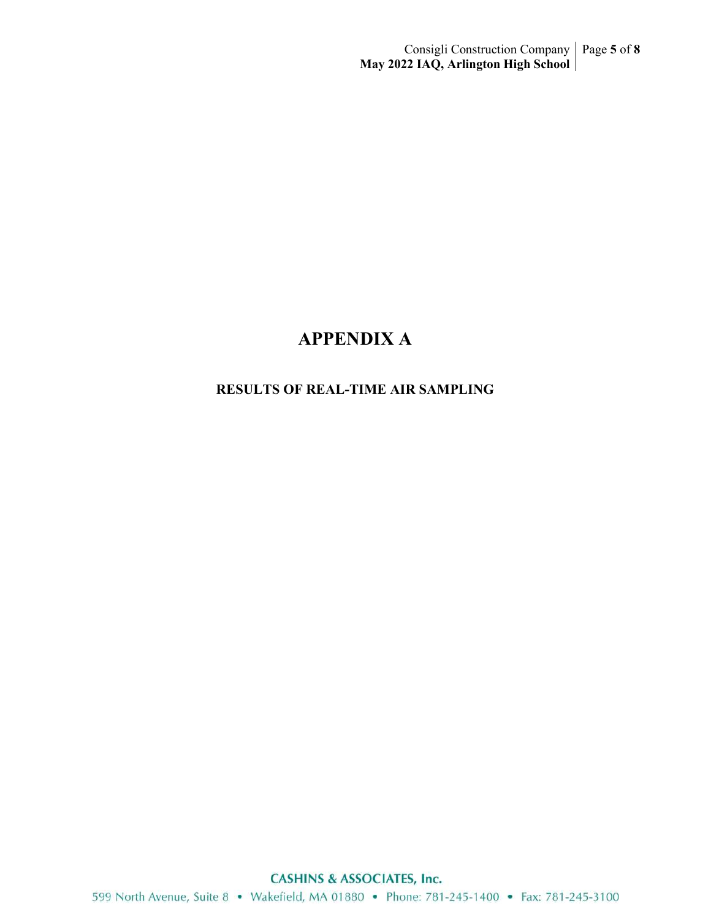# APPENDIX A

## RESULTS OF REAL-TIME AIR SAMPLING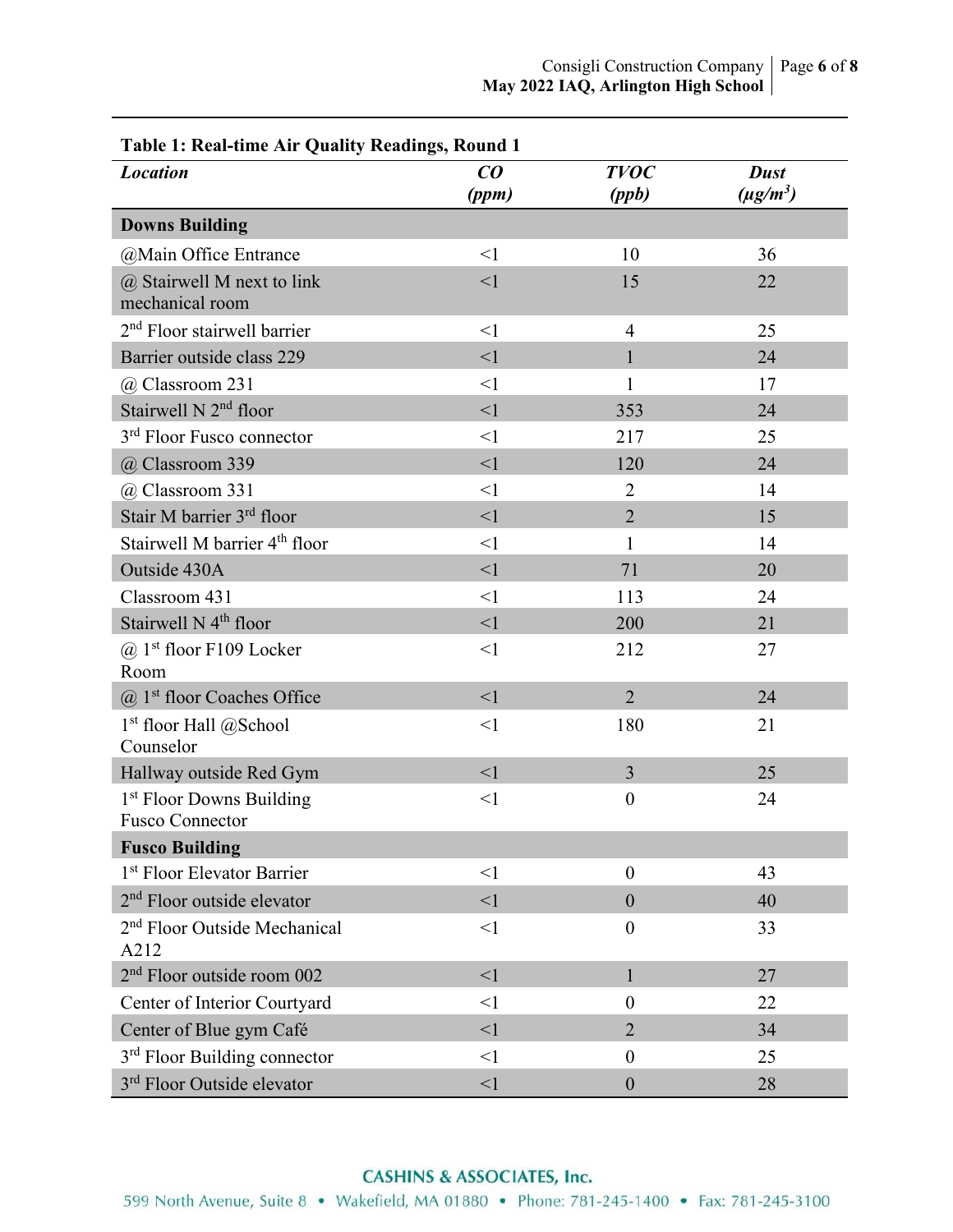**Table 1: Real-time Air Quality Readings, Round 1**

| *Location* | *CO (ppm)* | *TVOC (ppb)* | *Dust (μg/m³)* |
|---|---|---|---|
| **Downs Building** | | | |
| @Main Office Entrance | <1 | 10 | 36 |
| @ Stairwell M next to link mechanical room | <1 | 15 | 22 |
| 2nd Floor stairwell barrier | <1 | 4 | 25 |
| Barrier outside class 229 | <1 | 1 | 24 |
| @ Classroom 231 | <1 | 1 | 17 |
| Stairwell N 2nd floor | <1 | 353 | 24 |
| 3rd Floor Fusco connector | <1 | 217 | 25 |
| @ Classroom 339 | <1 | 120 | 24 |
| @ Classroom 331 | <1 | 2 | 14 |
| Stair M barrier 3rd floor | <1 | 2 | 15 |
| Stairwell M barrier 4th floor | <1 | 1 | 14 |
| Outside 430A | <1 | 71 | 20 |
| Classroom 431 | <1 | 113 | 24 |
| Stairwell N 4th floor | <1 | 200 | 21 |
| @ 1st floor F109 Locker Room | <1 | 212 | 27 |
| @ 1st floor Coaches Office | <1 | 2 | 24 |
| 1st floor Hall @School Counselor | <1 | 180 | 21 |
| Hallway outside Red Gym | <1 | 3 | 25 |
| 1st Floor Downs Building Fusco Connector | <1 | 0 | 24 |
| **Fusco Building** | | | |
| 1st Floor Elevator Barrier | <1 | 0 | 43 |
| 2nd Floor outside elevator | <1 | 0 | 40 |
| 2nd Floor Outside Mechanical A212 | <1 | 0 | 33 |
| 2nd Floor outside room 002 | <1 | 1 | 27 |
| Center of Interior Courtyard | <1 | 0 | 22 |
| Center of Blue gym Café | <1 | 2 | 34 |
| 3rd Floor Building connector | <1 | 0 | 25 |
| 3rd Floor Outside elevator | <1 | 0 | 28 |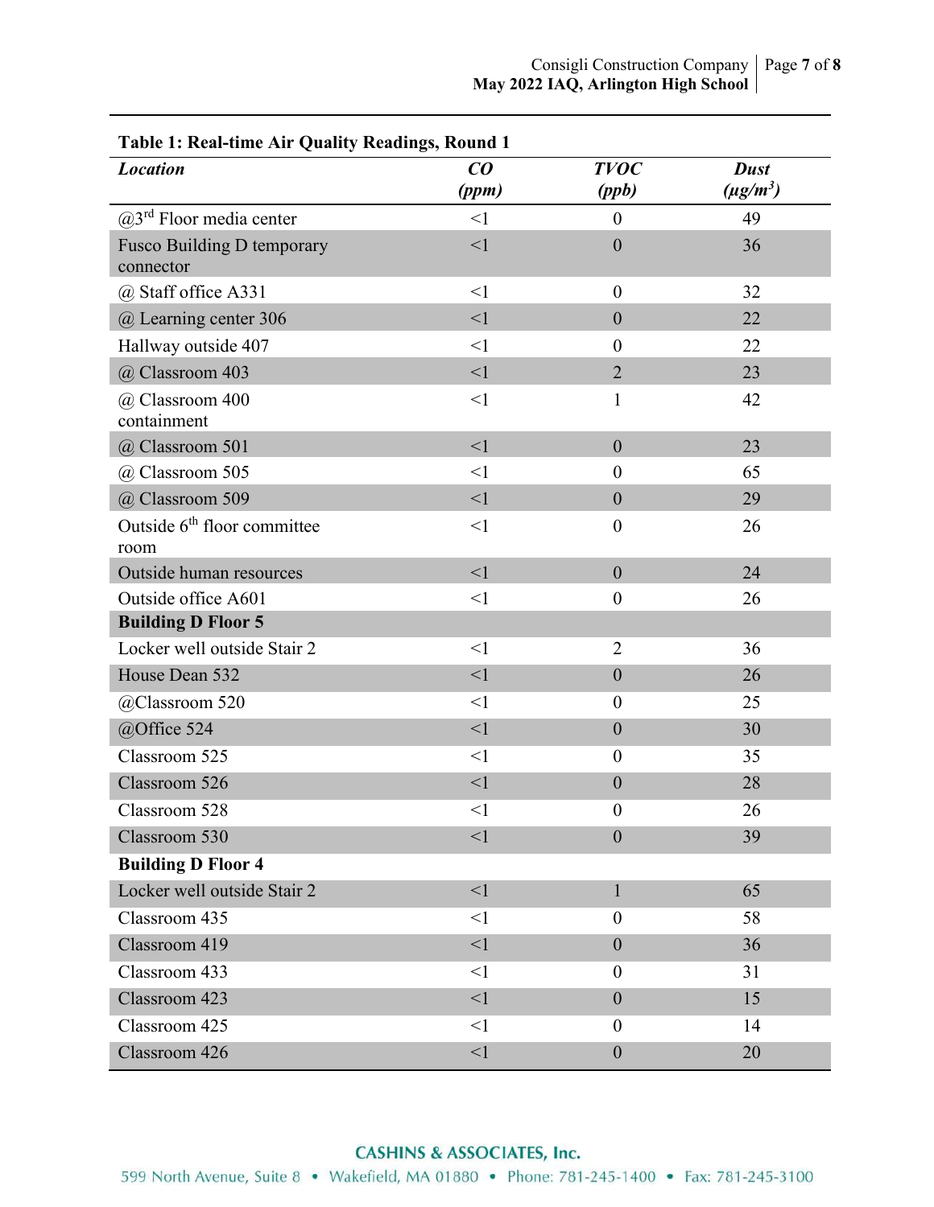**Table 1: Real-time Air Quality Readings, Round 1**

| *Location* | *CO (ppm)* | *TVOC (ppb)* | *Dust ($\mu g/m^3$)* |
|---|---|---|---|
| @3rd Floor media center | <1 | 0 | 49 |
| Fusco Building D temporary connector | <1 | 0 | 36 |
| @ Staff office A331 | <1 | 0 | 32 |
| @ Learning center 306 | <1 | 0 | 22 |
| Hallway outside 407 | <1 | 0 | 22 |
| @ Classroom 403 | <1 | 2 | 23 |
| @ Classroom 400 containment | <1 | 1 | 42 |
| @ Classroom 501 | <1 | 0 | 23 |
| @ Classroom 505 | <1 | 0 | 65 |
| @ Classroom 509 | <1 | 0 | 29 |
| Outside 6th floor committee room | <1 | 0 | 26 |
| Outside human resources | <1 | 0 | 24 |
| Outside office A601 | <1 | 0 | 26 |
| **Building D Floor 5** | | | |
| Locker well outside Stair 2 | <1 | 2 | 36 |
| House Dean 532 | <1 | 0 | 26 |
| @Classroom 520 | <1 | 0 | 25 |
| @Office 524 | <1 | 0 | 30 |
| Classroom 525 | <1 | 0 | 35 |
| Classroom 526 | <1 | 0 | 28 |
| Classroom 528 | <1 | 0 | 26 |
| Classroom 530 | <1 | 0 | 39 |
| **Building D Floor 4** | | | |
| Locker well outside Stair 2 | <1 | 1 | 65 |
| Classroom 435 | <1 | 0 | 58 |
| Classroom 419 | <1 | 0 | 36 |
| Classroom 433 | <1 | 0 | 31 |
| Classroom 423 | <1 | 0 | 15 |
| Classroom 425 | <1 | 0 | 14 |
| Classroom 426 | <1 | 0 | 20 |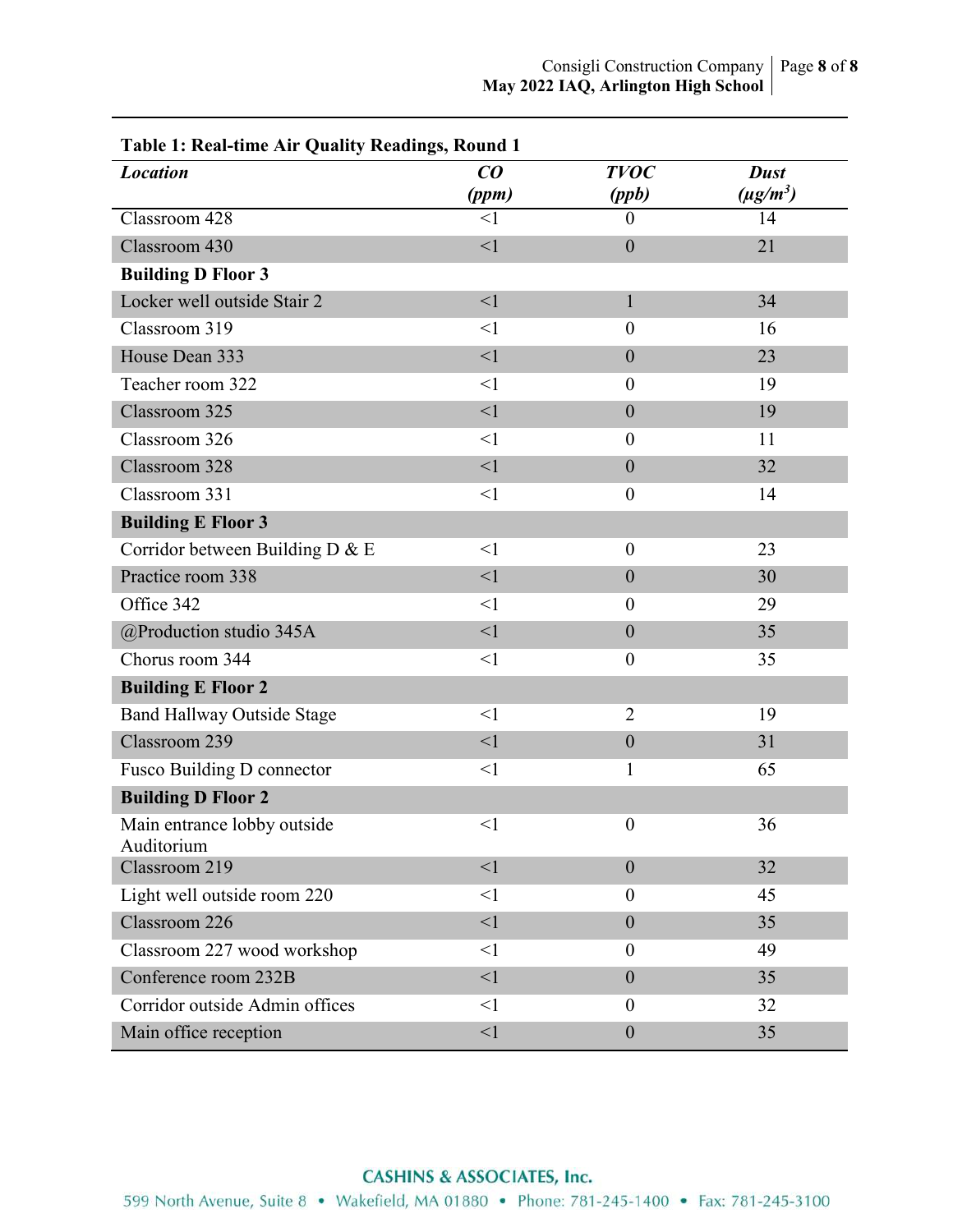**Table 1: Real-time Air Quality Readings, Round 1**

| *Location* | *CO (ppm)* | *TVOC (ppb)* | *Dust ($\mu g/m^3$)* |
|---|---|---|---|
| Classroom 428 | <1 | 0 | 14 |
| Classroom 430 | <1 | 0 | 21 |
| **Building D Floor 3** | | | |
| Locker well outside Stair 2 | <1 | 1 | 34 |
| Classroom 319 | <1 | 0 | 16 |
| House Dean 333 | <1 | 0 | 23 |
| Teacher room 322 | <1 | 0 | 19 |
| Classroom 325 | <1 | 0 | 19 |
| Classroom 326 | <1 | 0 | 11 |
| Classroom 328 | <1 | 0 | 32 |
| Classroom 331 | <1 | 0 | 14 |
| **Building E Floor 3** | | | |
| Corridor between Building D & E | <1 | 0 | 23 |
| Practice room 338 | <1 | 0 | 30 |
| Office 342 | <1 | 0 | 29 |
| @Production studio 345A | <1 | 0 | 35 |
| Chorus room 344 | <1 | 0 | 35 |
| **Building E Floor 2** | | | |
| Band Hallway Outside Stage | <1 | 2 | 19 |
| Classroom 239 | <1 | 0 | 31 |
| Fusco Building D connector | <1 | 1 | 65 |
| **Building D Floor 2** | | | |
| Main entrance lobby outside Auditorium | <1 | 0 | 36 |
| Classroom 219 | <1 | 0 | 32 |
| Light well outside room 220 | <1 | 0 | 45 |
| Classroom 226 | <1 | 0 | 35 |
| Classroom 227 wood workshop | <1 | 0 | 49 |
| Conference room 232B | <1 | 0 | 35 |
| Corridor outside Admin offices | <1 | 0 | 32 |
| Main office reception | <1 | 0 | 35 |